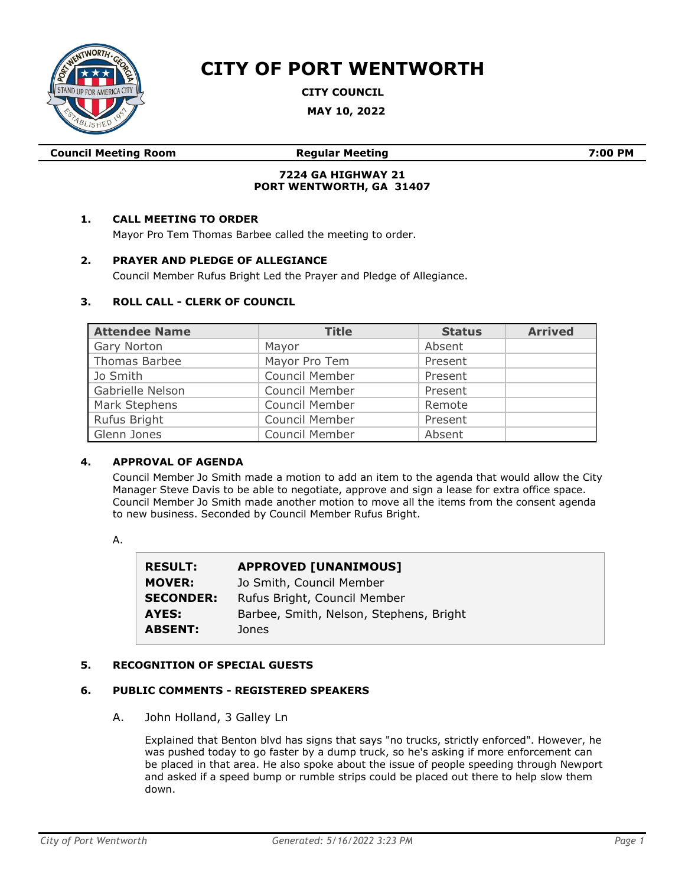# CITY OF PORT WENTWORTH

**CITY COUNCIL**

**MAY 10, 2022**

| **Council Meeting Room** | **Regular Meeting** | **7:00 PM** |
|---|---|---|

**7224 GA HIGHWAY 21**
**PORT WENTWORTH, GA 31407**

## 1. CALL MEETING TO ORDER

Mayor Pro Tem Thomas Barbee called the meeting to order.

## 2. PRAYER AND PLEDGE OF ALLEGIANCE

Council Member Rufus Bright Led the Prayer and Pledge of Allegiance.

## 3. ROLL CALL - CLERK OF COUNCIL

| Attendee Name | Title | Status | Arrived |
|---|---|---|---|
| Gary Norton | Mayor | Absent | |
| Thomas Barbee | Mayor Pro Tem | Present | |
| Jo Smith | Council Member | Present | |
| Gabrielle Nelson | Council Member | Present | |
| Mark Stephens | Council Member | Remote | |
| Rufus Bright | Council Member | Present | |
| Glenn Jones | Council Member | Absent | |

## 4. APPROVAL OF AGENDA

Council Member Jo Smith made a motion to add an item to the agenda that would allow the City Manager Steve Davis to be able to negotiate, approve and sign a lease for extra office space. Council Member Jo Smith made another motion to move all the items from the consent agenda to new business. Seconded by Council Member Rufus Bright.

A.

| | |
|---|---|
| **RESULT:** | **APPROVED [UNANIMOUS]** |
| **MOVER:** | Jo Smith, Council Member |
| **SECONDER:** | Rufus Bright, Council Member |
| **AYES:** | Barbee, Smith, Nelson, Stephens, Bright |
| **ABSENT:** | Jones |

## 5. RECOGNITION OF SPECIAL GUESTS

## 6. PUBLIC COMMENTS - REGISTERED SPEAKERS

A. John Holland, 3 Galley Ln

Explained that Benton blvd has signs that says "no trucks, strictly enforced". However, he was pushed today to go faster by a dump truck, so he's asking if more enforcement can be placed in that area. He also spoke about the issue of people speeding through Newport and asked if a speed bump or rumble strips could be placed out there to help slow them down.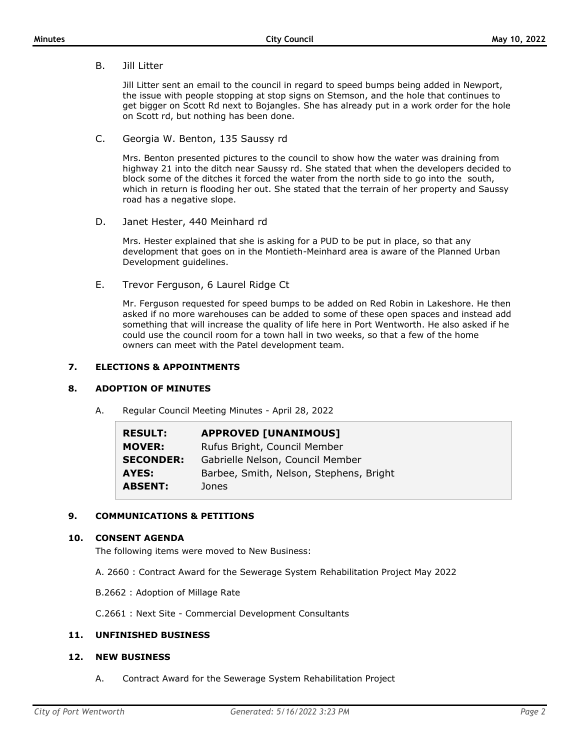B. Jill Litter

Jill Litter sent an email to the council in regard to speed bumps being added in Newport, the issue with people stopping at stop signs on Stemson, and the hole that continues to get bigger on Scott Rd next to Bojangles. She has already put in a work order for the hole on Scott rd, but nothing has been done.

C. Georgia W. Benton, 135 Saussy rd

Mrs. Benton presented pictures to the council to show how the water was draining from highway 21 into the ditch near Saussy rd. She stated that when the developers decided to block some of the ditches it forced the water from the north side to go into the south, which in return is flooding her out. She stated that the terrain of her property and Saussy road has a negative slope.

D. Janet Hester, 440 Meinhard rd

Mrs. Hester explained that she is asking for a PUD to be put in place, so that any development that goes on in the Montieth-Meinhard area is aware of the Planned Urban Development guidelines.

E. Trevor Ferguson, 6 Laurel Ridge Ct

Mr. Ferguson requested for speed bumps to be added on Red Robin in Lakeshore. He then asked if no more warehouses can be added to some of these open spaces and instead add something that will increase the quality of life here in Port Wentworth. He also asked if he could use the council room for a town hall in two weeks, so that a few of the home owners can meet with the Patel development team.

## 7. ELECTIONS & APPOINTMENTS

## 8. ADOPTION OF MINUTES

A. Regular Council Meeting Minutes - April 28, 2022

| | |
|---|---|
| **RESULT:** | **APPROVED [UNANIMOUS]** |
| **MOVER:** | Rufus Bright, Council Member |
| **SECONDER:** | Gabrielle Nelson, Council Member |
| **AYES:** | Barbee, Smith, Nelson, Stephens, Bright |
| **ABSENT:** | Jones |

## 9. COMMUNICATIONS & PETITIONS

## 10. CONSENT AGENDA

The following items were moved to New Business:

A. 2660 : Contract Award for the Sewerage System Rehabilitation Project May 2022

B.2662 : Adoption of Millage Rate

C.2661 : Next Site - Commercial Development Consultants

## 11. UNFINISHED BUSINESS

## 12. NEW BUSINESS

A. Contract Award for the Sewerage System Rehabilitation Project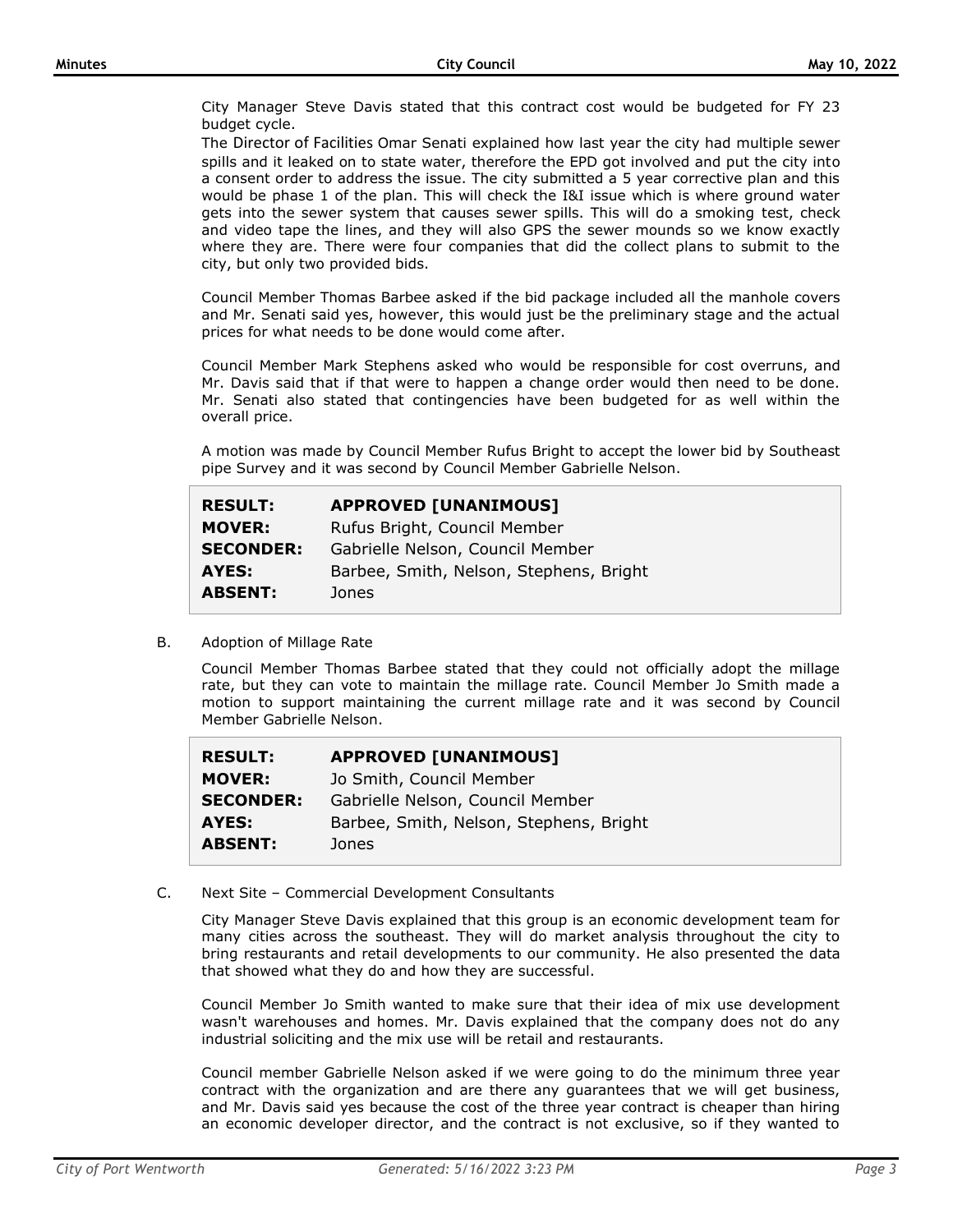City Manager Steve Davis stated that this contract cost would be budgeted for FY 23 budget cycle.

The Director of Facilities Omar Senati explained how last year the city had multiple sewer spills and it leaked on to state water, therefore the EPD got involved and put the city into a consent order to address the issue. The city submitted a 5 year corrective plan and this would be phase 1 of the plan. This will check the I&I issue which is where ground water gets into the sewer system that causes sewer spills. This will do a smoking test, check and video tape the lines, and they will also GPS the sewer mounds so we know exactly where they are. There were four companies that did the collect plans to submit to the city, but only two provided bids.

Council Member Thomas Barbee asked if the bid package included all the manhole covers and Mr. Senati said yes, however, this would just be the preliminary stage and the actual prices for what needs to be done would come after.

Council Member Mark Stephens asked who would be responsible for cost overruns, and Mr. Davis said that if that were to happen a change order would then need to be done. Mr. Senati also stated that contingencies have been budgeted for as well within the overall price.

A motion was made by Council Member Rufus Bright to accept the lower bid by Southeast pipe Survey and it was second by Council Member Gabrielle Nelson.

| | |
|---|---|
| **RESULT:** | **APPROVED [UNANIMOUS]** |
| **MOVER:** | Rufus Bright, Council Member |
| **SECONDER:** | Gabrielle Nelson, Council Member |
| **AYES:** | Barbee, Smith, Nelson, Stephens, Bright |
| **ABSENT:** | Jones |

B. Adoption of Millage Rate

Council Member Thomas Barbee stated that they could not officially adopt the millage rate, but they can vote to maintain the millage rate. Council Member Jo Smith made a motion to support maintaining the current millage rate and it was second by Council Member Gabrielle Nelson.

| | |
|---|---|
| **RESULT:** | **APPROVED [UNANIMOUS]** |
| **MOVER:** | Jo Smith, Council Member |
| **SECONDER:** | Gabrielle Nelson, Council Member |
| **AYES:** | Barbee, Smith, Nelson, Stephens, Bright |
| **ABSENT:** | Jones |

C. Next Site – Commercial Development Consultants

City Manager Steve Davis explained that this group is an economic development team for many cities across the southeast. They will do market analysis throughout the city to bring restaurants and retail developments to our community. He also presented the data that showed what they do and how they are successful.

Council Member Jo Smith wanted to make sure that their idea of mix use development wasn't warehouses and homes. Mr. Davis explained that the company does not do any industrial soliciting and the mix use will be retail and restaurants.

Council member Gabrielle Nelson asked if we were going to do the minimum three year contract with the organization and are there any guarantees that we will get business, and Mr. Davis said yes because the cost of the three year contract is cheaper than hiring an economic developer director, and the contract is not exclusive, so if they wanted to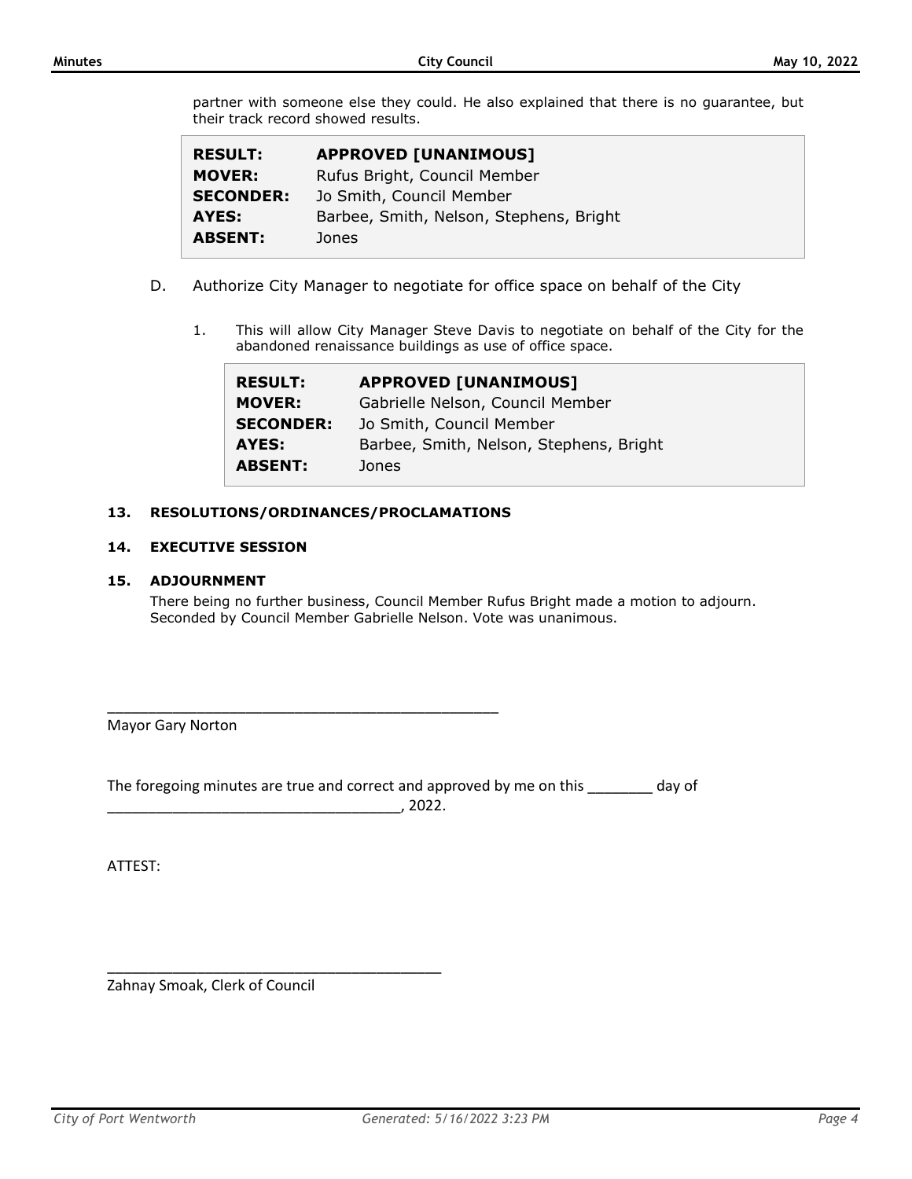partner with someone else they could. He also explained that there is no guarantee, but their track record showed results.

| | |
|---|---|
| **RESULT:** | **APPROVED [UNANIMOUS]** |
| **MOVER:** | Rufus Bright, Council Member |
| **SECONDER:** | Jo Smith, Council Member |
| **AYES:** | Barbee, Smith, Nelson, Stephens, Bright |
| **ABSENT:** | Jones |

D. Authorize City Manager to negotiate for office space on behalf of the City

1. This will allow City Manager Steve Davis to negotiate on behalf of the City for the abandoned renaissance buildings as use of office space.

| | |
|---|---|
| **RESULT:** | **APPROVED [UNANIMOUS]** |
| **MOVER:** | Gabrielle Nelson, Council Member |
| **SECONDER:** | Jo Smith, Council Member |
| **AYES:** | Barbee, Smith, Nelson, Stephens, Bright |
| **ABSENT:** | Jones |

### 13. RESOLUTIONS/ORDINANCES/PROCLAMATIONS

### 14. EXECUTIVE SESSION

### 15. ADJOURNMENT

There being no further business, Council Member Rufus Bright made a motion to adjourn. Seconded by Council Member Gabrielle Nelson. Vote was unanimous.

_______________________________________________

Mayor Gary Norton

The foregoing minutes are true and correct and approved by me on this ________ day of ___________________________________, 2022.

ATTEST:

_________________________________________

Zahnay Smoak, Clerk of Council